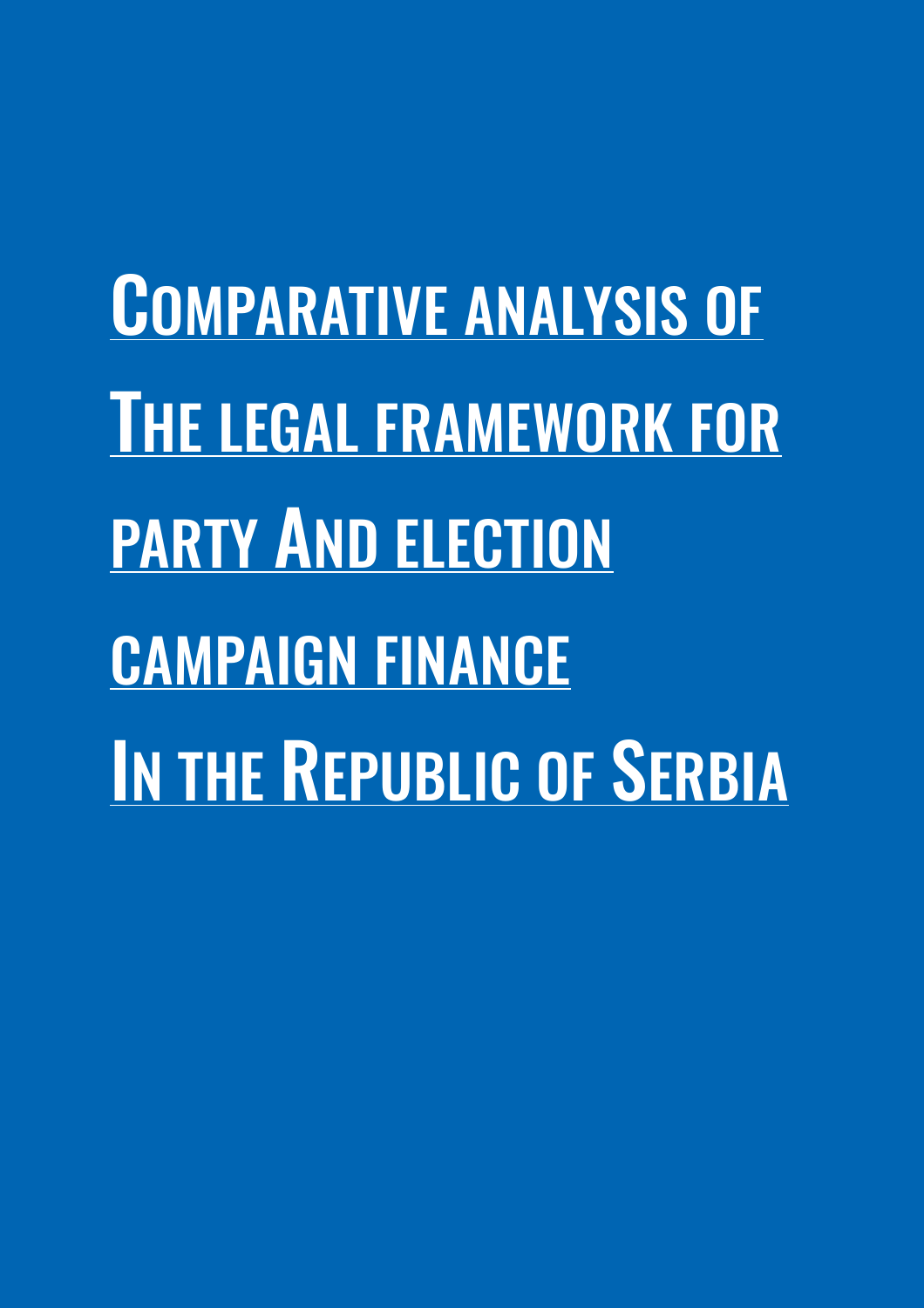# COMPARATIVE ANALYSIS OF THE LEGAL FRAMEWORK FOR PARTY AND ELECTION CAMPAIGN FINANCE IN THE REPUBLIC OF SERBIA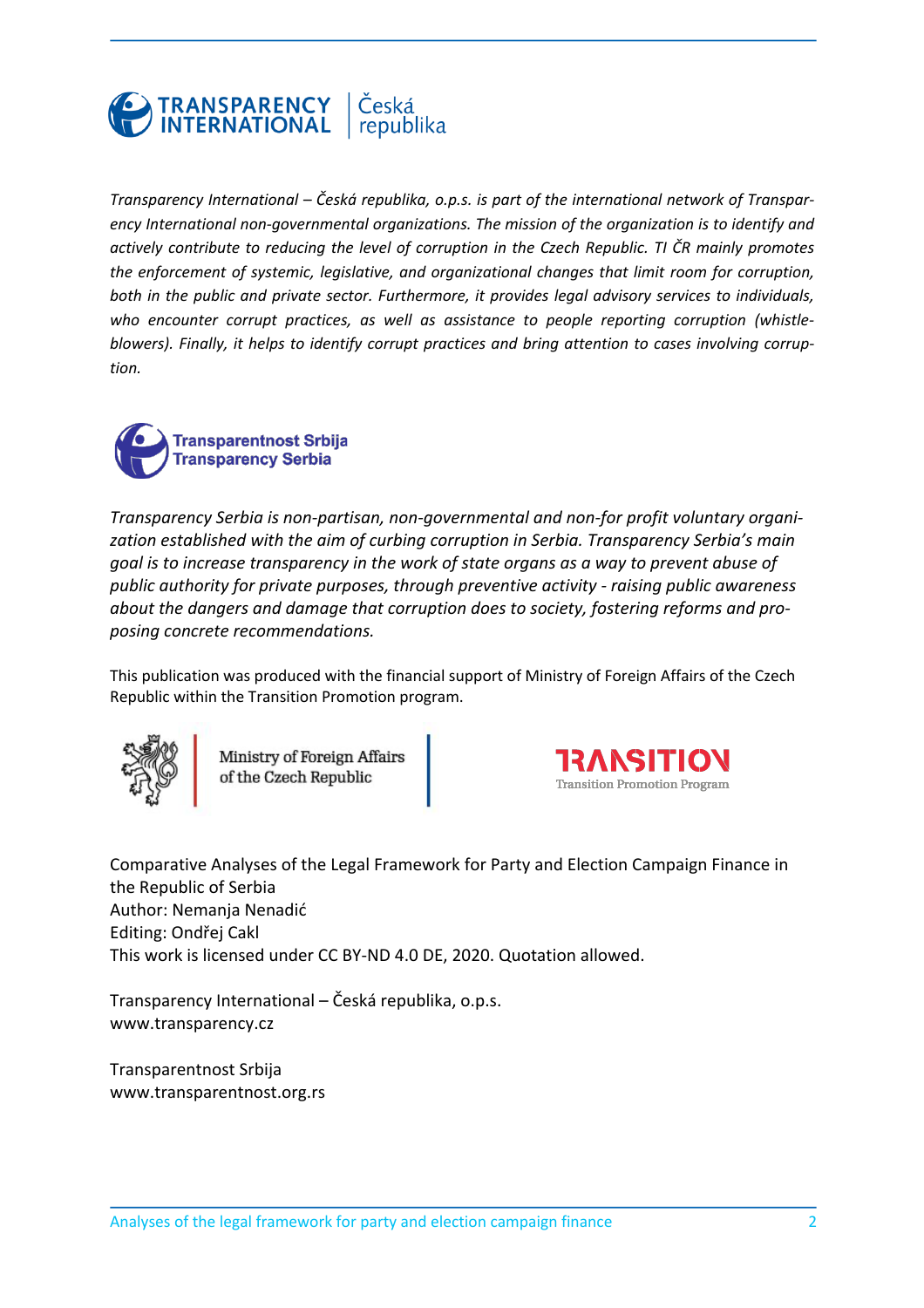*Transparency International – Česká republika, o.p.s. is part of the international network of Transparency International non-governmental organizations. The mission of the organization is to identify and actively contribute to reducing the level of corruption in the Czech Republic. TI ČR mainly promotes the enforcement of systemic, legislative, and organizational changes that limit room for corruption, both in the public and private sector. Furthermore, it provides legal advisory services to individuals, who encounter corrupt practices, as well as assistance to people reporting corruption (whistle-blowers). Finally, it helps to identify corrupt practices and bring attention to cases involving corruption.*

*Transparency Serbia is non-partisan, non-governmental and non-for profit voluntary organization established with the aim of curbing corruption in Serbia. Transparency Serbia's main goal is to increase transparency in the work of state organs as a way to prevent abuse of public authority for private purposes, through preventive activity - raising public awareness about the dangers and damage that corruption does to society, fostering reforms and proposing concrete recommendations.*

This publication was produced with the financial support of Ministry of Foreign Affairs of the Czech Republic within the Transition Promotion program.

Comparative Analyses of the Legal Framework for Party and Election Campaign Finance in the Republic of Serbia
Author: Nemanja Nenadić
Editing: Ondřej Cakl
This work is licensed under CC BY-ND 4.0 DE, 2020. Quotation allowed.

Transparency International – Česká republika, o.p.s.
www.transparency.cz

Transparentnost Srbija
www.transparentnost.org.rs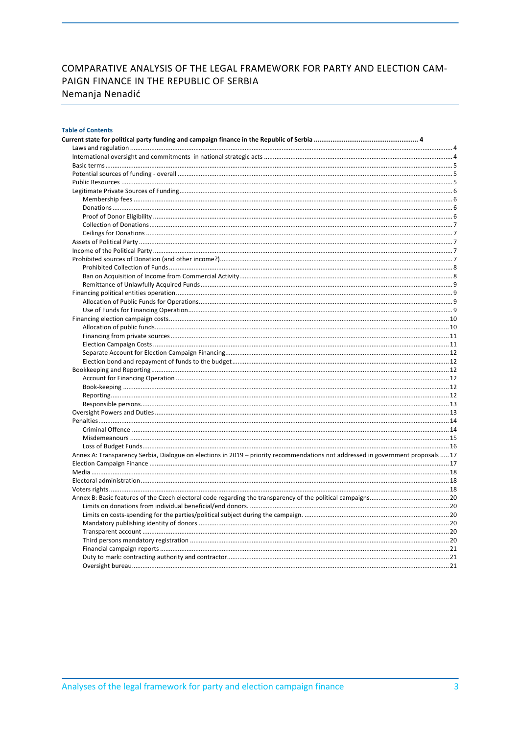# COMPARATIVE ANALYSIS OF THE LEGAL FRAMEWORK FOR PARTY AND ELECTION CAMPAIGN FINANCE IN THE REPUBLIC OF SERBIA

Nemanja Nenadić

**Table of Contents**

**Current state for political party funding and campaign finance in the Republic of Serbia .......... 4**

- Laws and regulation .......... 4
- International oversight and commitments in national strategic acts .......... 4
- Basic terms .......... 5
- Potential sources of funding - overall .......... 5
- Public Resources .......... 5
- Legitimate Private Sources of Funding .......... 6
  - Membership fees .......... 6
  - Donations .......... 6
  - Proof of Donor Eligibility .......... 6
  - Collection of Donations .......... 7
  - Ceilings for Donations .......... 7
- Assets of Political Party .......... 7
- Income of the Political Party .......... 7
- Prohibited sources of Donation (and other income?) .......... 7
  - Prohibited Collection of Funds .......... 8
  - Ban on Acquisition of Income from Commercial Activity .......... 8
  - Remittance of Unlawfully Acquired Funds .......... 9
- Financing political entities operation .......... 9
  - Allocation of Public Funds for Operations .......... 9
  - Use of Funds for Financing Operation .......... 9
- Financing election campaign costs .......... 10
  - Allocation of public funds .......... 10
  - Financing from private sources .......... 11
  - Election Campaign Costs .......... 11
  - Separate Account for Election Campaign Financing .......... 12
  - Election bond and repayment of funds to the budget .......... 12
- Bookkeeping and Reporting .......... 12
  - Account for Financing Operation .......... 12
  - Book-keeping .......... 12
  - Reporting .......... 12
  - Responsible persons .......... 13
- Oversight Powers and Duties .......... 13
- Penalties .......... 14
  - Criminal Offence .......... 14
  - Misdemeanours .......... 15
  - Loss of Budget Funds .......... 16
- Annex A: Transparency Serbia, Dialogue on elections in 2019 – priority recommendations not addressed in government proposals .......... 17
- Election Campaign Finance .......... 17
- Media .......... 18
- Electoral administration .......... 18
- Voters rights .......... 18
- Annex B: Basic features of the Czech electoral code regarding the transparency of the political campaigns .......... 20
  - Limits on donations from individual beneficial/end donors. .......... 20
  - Limits on costs-spending for the parties/political subject during the campaign. .......... 20
  - Mandatory publishing identity of donors .......... 20
  - Transparent account .......... 20
  - Third persons mandatory registration .......... 20
  - Financial campaign reports .......... 21
  - Duty to mark: contracting authority and contractor .......... 21
  - Oversight bureau .......... 21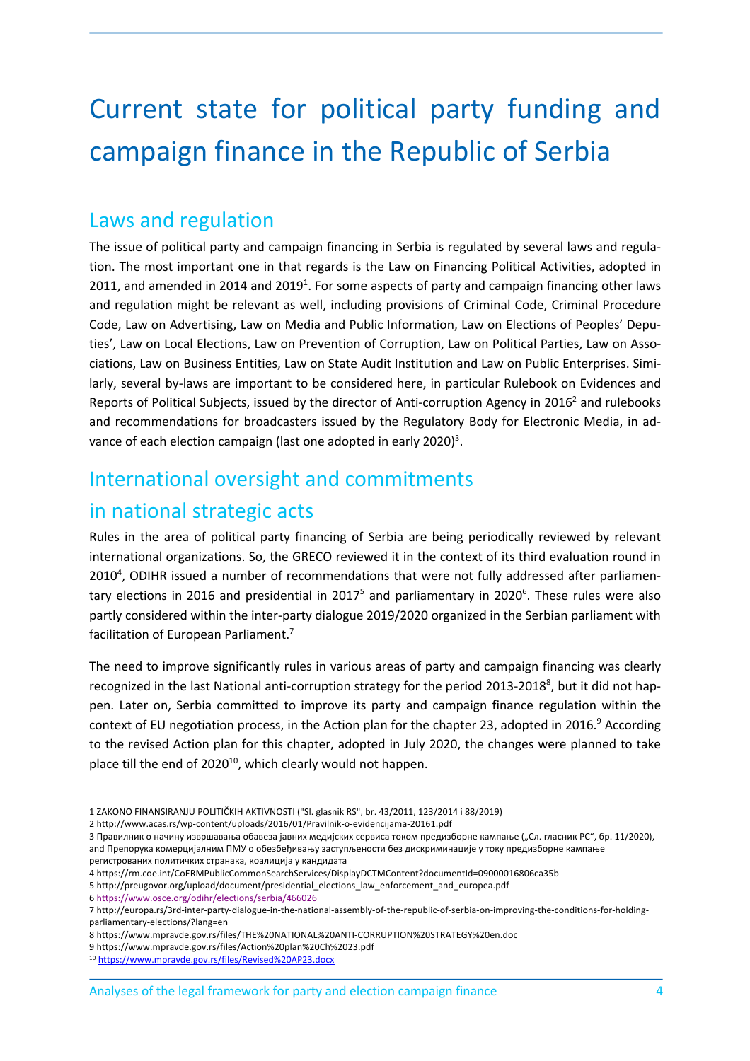# Current state for political party funding and campaign finance in the Republic of Serbia

## Laws and regulation

The issue of political party and campaign financing in Serbia is regulated by several laws and regulation. The most important one in that regards is the Law on Financing Political Activities, adopted in 2011, and amended in 2014 and 2019[1]. For some aspects of party and campaign financing other laws and regulation might be relevant as well, including provisions of Criminal Code, Criminal Procedure Code, Law on Advertising, Law on Media and Public Information, Law on Elections of Peoples' Deputies', Law on Local Elections, Law on Prevention of Corruption, Law on Political Parties, Law on Associations, Law on Business Entities, Law on State Audit Institution and Law on Public Enterprises. Similarly, several by-laws are important to be considered here, in particular Rulebook on Evidences and Reports of Political Subjects, issued by the director of Anti-corruption Agency in 2016[2] and rulebooks and recommendations for broadcasters issued by the Regulatory Body for Electronic Media, in advance of each election campaign (last one adopted in early 2020)[3].

## International oversight and commitments in national strategic acts

Rules in the area of political party financing of Serbia are being periodically reviewed by relevant international organizations. So, the GRECO reviewed it in the context of its third evaluation round in 2010[4], ODIHR issued a number of recommendations that were not fully addressed after parliamentary elections in 2016 and presidential in 2017[5] and parliamentary in 2020[6]. These rules were also partly considered within the inter-party dialogue 2019/2020 organized in the Serbian parliament with facilitation of European Parliament.[7]

The need to improve significantly rules in various areas of party and campaign financing was clearly recognized in the last National anti-corruption strategy for the period 2013-2018[8], but it did not happen. Later on, Serbia committed to improve its party and campaign finance regulation within the context of EU negotiation process, in the Action plan for the chapter 23, adopted in 2016.[9] According to the revised Action plan for this chapter, adopted in July 2020, the changes were planned to take place till the end of 2020[10], which clearly would not happen.

---

1 ZAKONO FINANSIRANJU POLITIČKIH AKTIVNOSTI ("Sl. glasnik RS", br. 43/2011, 123/2014 i 88/2019)

2 http://www.acas.rs/wp-content/uploads/2016/01/Pravilnik-o-evidencijama-20161.pdf

3 Правилник о начину извршавања обавеза јавних медијских сервиса током предизборне кампање („Сл. гласник РС", бр. 11/2020), and Препорука комерцијалним ПМУ о обезбеђивању заступљености без дискриминације у току предизборне кампање регистрованих политичких странака, коалиција у кандидата

4 https://rm.coe.int/CoERMPublicCommonSearchServices/DisplayDCTMContent?documentId=09000016806ca35b

5 http://preugovor.org/upload/document/presidential_elections_law_enforcement_and_europea.pdf

6 https://www.osce.org/odihr/elections/serbia/466026

7 http://europa.rs/3rd-inter-party-dialogue-in-the-national-assembly-of-the-republic-of-serbia-on-improving-the-conditions-for-holding-parliamentary-elections/?lang=en

8 https://www.mpravde.gov.rs/files/THE%20NATIONAL%20ANTI-CORRUPTION%20STRATEGY%20en.doc

9 https://www.mpravde.gov.rs/files/Action%20plan%20Ch%2023.pdf

10 https://www.mpravde.gov.rs/files/Revised%20AP23.docx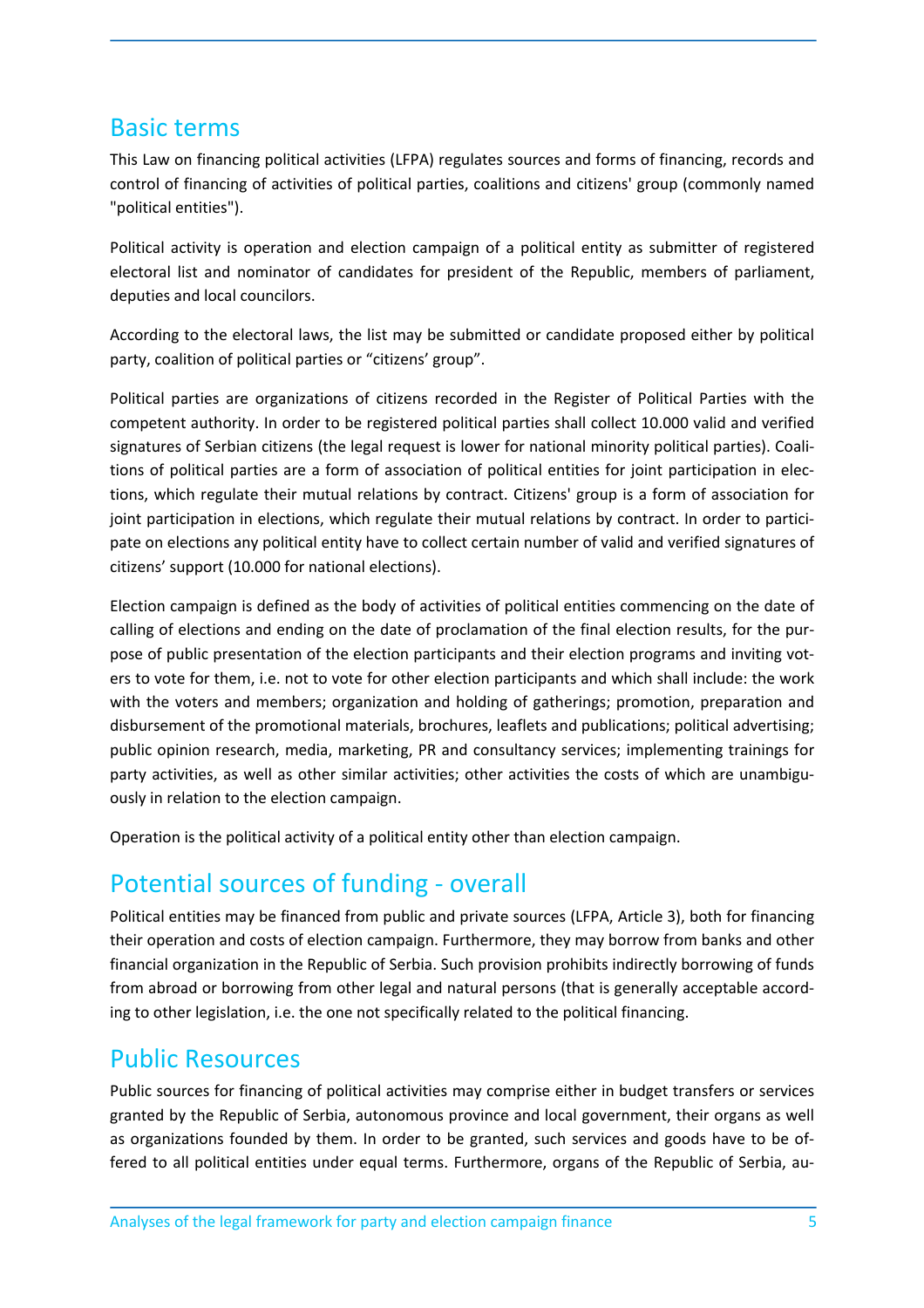## Basic terms

This Law on financing political activities (LFPA) regulates sources and forms of financing, records and control of financing of activities of political parties, coalitions and citizens' group (commonly named "political entities").

Political activity is operation and election campaign of a political entity as submitter of registered electoral list and nominator of candidates for president of the Republic, members of parliament, deputies and local councilors.

According to the electoral laws, the list may be submitted or candidate proposed either by political party, coalition of political parties or "citizens' group".

Political parties are organizations of citizens recorded in the Register of Political Parties with the competent authority. In order to be registered political parties shall collect 10.000 valid and verified signatures of Serbian citizens (the legal request is lower for national minority political parties). Coalitions of political parties are a form of association of political entities for joint participation in elections, which regulate their mutual relations by contract. Citizens' group is a form of association for joint participation in elections, which regulate their mutual relations by contract. In order to participate on elections any political entity have to collect certain number of valid and verified signatures of citizens' support (10.000 for national elections).

Election campaign is defined as the body of activities of political entities commencing on the date of calling of elections and ending on the date of proclamation of the final election results, for the purpose of public presentation of the election participants and their election programs and inviting voters to vote for them, i.e. not to vote for other election participants and which shall include: the work with the voters and members; organization and holding of gatherings; promotion, preparation and disbursement of the promotional materials, brochures, leaflets and publications; political advertising; public opinion research, media, marketing, PR and consultancy services; implementing trainings for party activities, as well as other similar activities; other activities the costs of which are unambiguously in relation to the election campaign.

Operation is the political activity of a political entity other than election campaign.

## Potential sources of funding - overall

Political entities may be financed from public and private sources (LFPA, Article 3), both for financing their operation and costs of election campaign. Furthermore, they may borrow from banks and other financial organization in the Republic of Serbia. Such provision prohibits indirectly borrowing of funds from abroad or borrowing from other legal and natural persons (that is generally acceptable according to other legislation, i.e. the one not specifically related to the political financing.

## Public Resources

Public sources for financing of political activities may comprise either in budget transfers or services granted by the Republic of Serbia, autonomous province and local government, their organs as well as organizations founded by them. In order to be granted, such services and goods have to be offered to all political entities under equal terms. Furthermore, organs of the Republic of Serbia, au-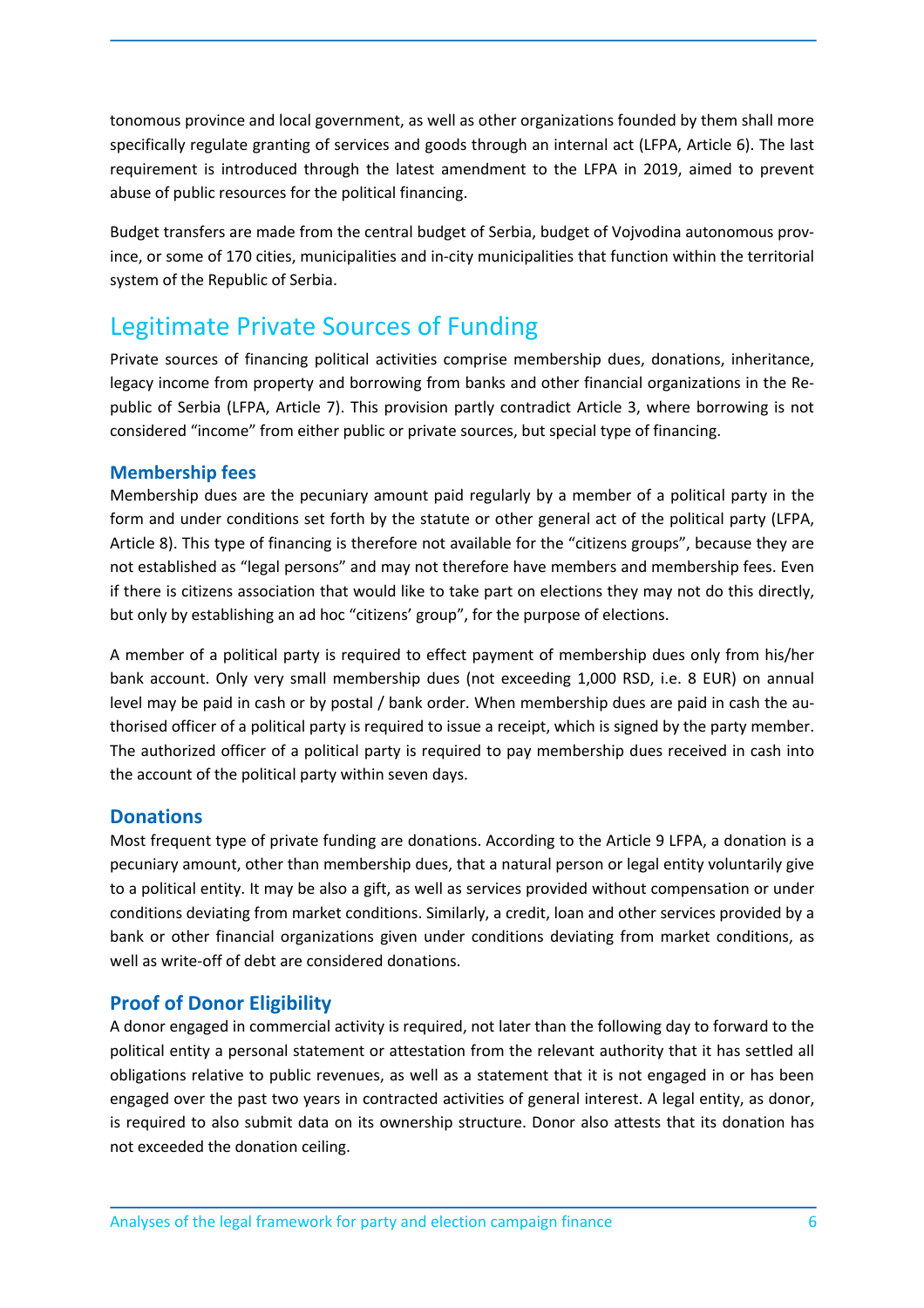tonomous province and local government, as well as other organizations founded by them shall more specifically regulate granting of services and goods through an internal act (LFPA, Article 6). The last requirement is introduced through the latest amendment to the LFPA in 2019, aimed to prevent abuse of public resources for the political financing.

Budget transfers are made from the central budget of Serbia, budget of Vojvodina autonomous province, or some of 170 cities, municipalities and in-city municipalities that function within the territorial system of the Republic of Serbia.

## Legitimate Private Sources of Funding

Private sources of financing political activities comprise membership dues, donations, inheritance, legacy income from property and borrowing from banks and other financial organizations in the Republic of Serbia (LFPA, Article 7). This provision partly contradict Article 3, where borrowing is not considered "income" from either public or private sources, but special type of financing.

### Membership fees

Membership dues are the pecuniary amount paid regularly by a member of a political party in the form and under conditions set forth by the statute or other general act of the political party (LFPA, Article 8). This type of financing is therefore not available for the "citizens groups", because they are not established as "legal persons" and may not therefore have members and membership fees. Even if there is citizens association that would like to take part on elections they may not do this directly, but only by establishing an ad hoc "citizens' group", for the purpose of elections.

A member of a political party is required to effect payment of membership dues only from his/her bank account. Only very small membership dues (not exceeding 1,000 RSD, i.e. 8 EUR) on annual level may be paid in cash or by postal / bank order. When membership dues are paid in cash the authorised officer of a political party is required to issue a receipt, which is signed by the party member. The authorized officer of a political party is required to pay membership dues received in cash into the account of the political party within seven days.

### Donations

Most frequent type of private funding are donations. According to the Article 9 LFPA, a donation is a pecuniary amount, other than membership dues, that a natural person or legal entity voluntarily give to a political entity. It may be also a gift, as well as services provided without compensation or under conditions deviating from market conditions. Similarly, a credit, loan and other services provided by a bank or other financial organizations given under conditions deviating from market conditions, as well as write-off of debt are considered donations.

### Proof of Donor Eligibility

A donor engaged in commercial activity is required, not later than the following day to forward to the political entity a personal statement or attestation from the relevant authority that it has settled all obligations relative to public revenues, as well as a statement that it is not engaged in or has been engaged over the past two years in contracted activities of general interest. A legal entity, as donor, is required to also submit data on its ownership structure. Donor also attests that its donation has not exceeded the donation ceiling.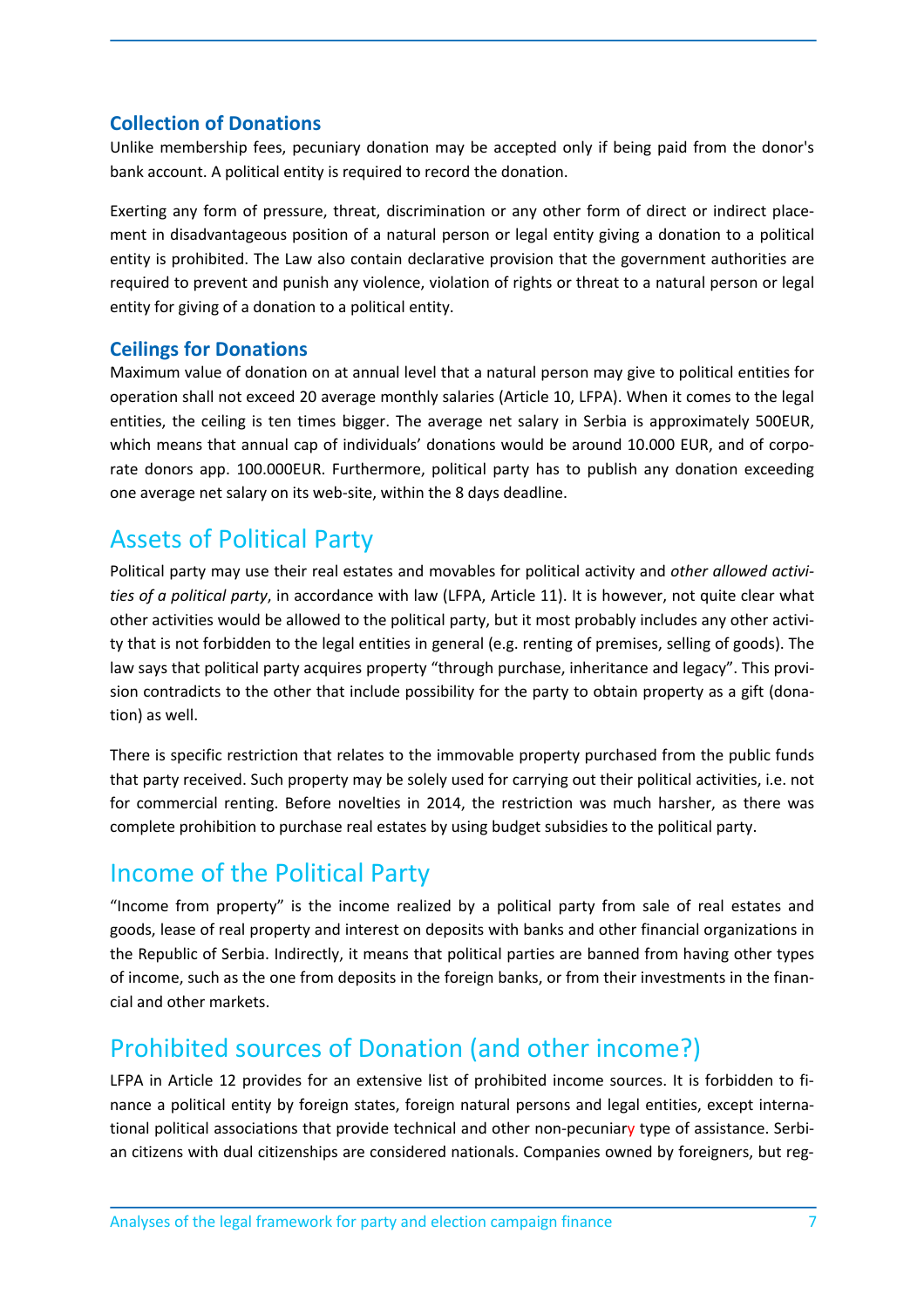### Collection of Donations

Unlike membership fees, pecuniary donation may be accepted only if being paid from the donor's bank account. A political entity is required to record the donation.

Exerting any form of pressure, threat, discrimination or any other form of direct or indirect placement in disadvantageous position of a natural person or legal entity giving a donation to a political entity is prohibited. The Law also contain declarative provision that the government authorities are required to prevent and punish any violence, violation of rights or threat to a natural person or legal entity for giving of a donation to a political entity.

### Ceilings for Donations

Maximum value of donation on at annual level that a natural person may give to political entities for operation shall not exceed 20 average monthly salaries (Article 10, LFPA). When it comes to the legal entities, the ceiling is ten times bigger. The average net salary in Serbia is approximately 500EUR, which means that annual cap of individuals' donations would be around 10.000 EUR, and of corporate donors app. 100.000EUR. Furthermore, political party has to publish any donation exceeding one average net salary on its web-site, within the 8 days deadline.

## Assets of Political Party

Political party may use their real estates and movables for political activity and *other allowed activities of a political party*, in accordance with law (LFPA, Article 11). It is however, not quite clear what other activities would be allowed to the political party, but it most probably includes any other activity that is not forbidden to the legal entities in general (e.g. renting of premises, selling of goods). The law says that political party acquires property "through purchase, inheritance and legacy". This provision contradicts to the other that include possibility for the party to obtain property as a gift (donation) as well.

There is specific restriction that relates to the immovable property purchased from the public funds that party received. Such property may be solely used for carrying out their political activities, i.e. not for commercial renting. Before novelties in 2014, the restriction was much harsher, as there was complete prohibition to purchase real estates by using budget subsidies to the political party.

## Income of the Political Party

"Income from property" is the income realized by a political party from sale of real estates and goods, lease of real property and interest on deposits with banks and other financial organizations in the Republic of Serbia. Indirectly, it means that political parties are banned from having other types of income, such as the one from deposits in the foreign banks, or from their investments in the financial and other markets.

## Prohibited sources of Donation (and other income?)

LFPA in Article 12 provides for an extensive list of prohibited income sources. It is forbidden to finance a political entity by foreign states, foreign natural persons and legal entities, except international political associations that provide technical and other non-pecuniary type of assistance. Serbian citizens with dual citizenships are considered nationals. Companies owned by foreigners, but reg-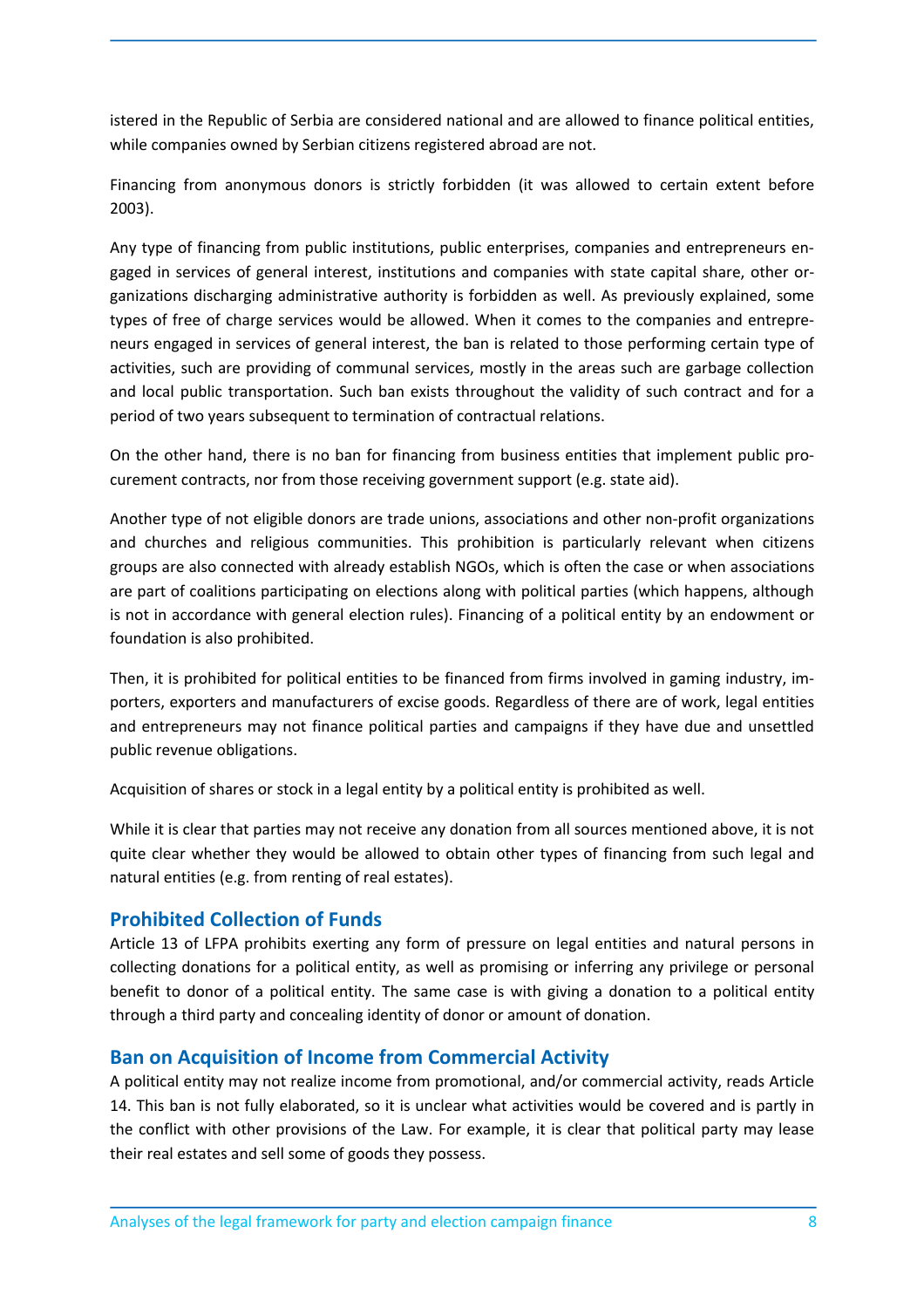istered in the Republic of Serbia are considered national and are allowed to finance political entities, while companies owned by Serbian citizens registered abroad are not.

Financing from anonymous donors is strictly forbidden (it was allowed to certain extent before 2003).

Any type of financing from public institutions, public enterprises, companies and entrepreneurs engaged in services of general interest, institutions and companies with state capital share, other organizations discharging administrative authority is forbidden as well. As previously explained, some types of free of charge services would be allowed. When it comes to the companies and entrepreneurs engaged in services of general interest, the ban is related to those performing certain type of activities, such are providing of communal services, mostly in the areas such are garbage collection and local public transportation. Such ban exists throughout the validity of such contract and for a period of two years subsequent to termination of contractual relations.

On the other hand, there is no ban for financing from business entities that implement public procurement contracts, nor from those receiving government support (e.g. state aid).

Another type of not eligible donors are trade unions, associations and other non-profit organizations and churches and religious communities. This prohibition is particularly relevant when citizens groups are also connected with already establish NGOs, which is often the case or when associations are part of coalitions participating on elections along with political parties (which happens, although is not in accordance with general election rules). Financing of a political entity by an endowment or foundation is also prohibited.

Then, it is prohibited for political entities to be financed from firms involved in gaming industry, importers, exporters and manufacturers of excise goods. Regardless of there are of work, legal entities and entrepreneurs may not finance political parties and campaigns if they have due and unsettled public revenue obligations.

Acquisition of shares or stock in a legal entity by a political entity is prohibited as well.

While it is clear that parties may not receive any donation from all sources mentioned above, it is not quite clear whether they would be allowed to obtain other types of financing from such legal and natural entities (e.g. from renting of real estates).

## Prohibited Collection of Funds

Article 13 of LFPA prohibits exerting any form of pressure on legal entities and natural persons in collecting donations for a political entity, as well as promising or inferring any privilege or personal benefit to donor of a political entity. The same case is with giving a donation to a political entity through a third party and concealing identity of donor or amount of donation.

## Ban on Acquisition of Income from Commercial Activity

A political entity may not realize income from promotional, and/or commercial activity, reads Article 14. This ban is not fully elaborated, so it is unclear what activities would be covered and is partly in the conflict with other provisions of the Law. For example, it is clear that political party may lease their real estates and sell some of goods they possess.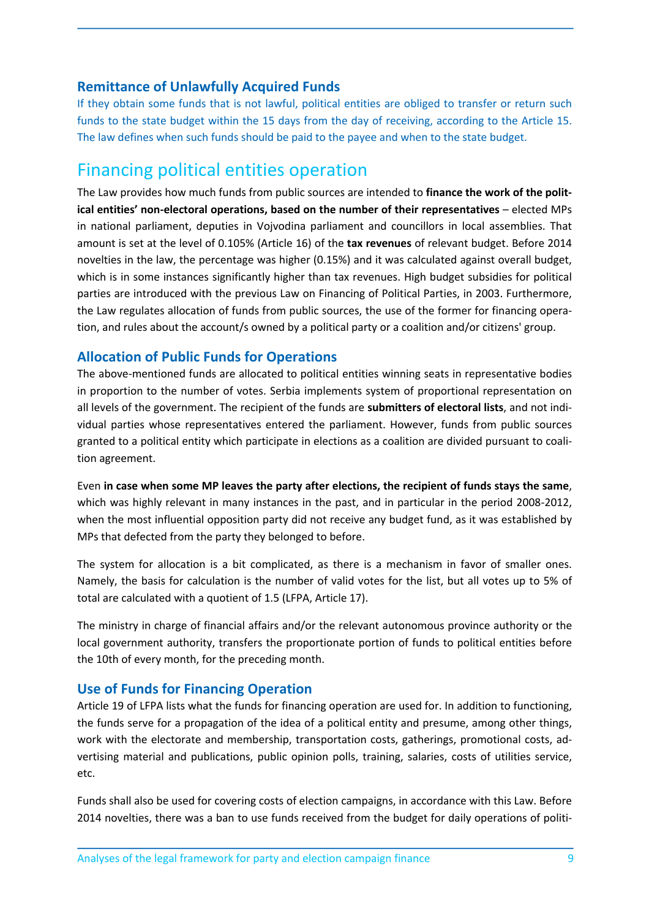### Remittance of Unlawfully Acquired Funds

If they obtain some funds that is not lawful, political entities are obliged to transfer or return such funds to the state budget within the 15 days from the day of receiving, according to the Article 15. The law defines when such funds should be paid to the payee and when to the state budget.

## Financing political entities operation

The Law provides how much funds from public sources are intended to **finance the work of the political entities' non-electoral operations, based on the number of their representatives** – elected MPs in national parliament, deputies in Vojvodina parliament and councillors in local assemblies. That amount is set at the level of 0.105% (Article 16) of the **tax revenues** of relevant budget. Before 2014 novelties in the law, the percentage was higher (0.15%) and it was calculated against overall budget, which is in some instances significantly higher than tax revenues. High budget subsidies for political parties are introduced with the previous Law on Financing of Political Parties, in 2003. Furthermore, the Law regulates allocation of funds from public sources, the use of the former for financing operation, and rules about the account/s owned by a political party or a coalition and/or citizens' group.

### Allocation of Public Funds for Operations

The above-mentioned funds are allocated to political entities winning seats in representative bodies in proportion to the number of votes. Serbia implements system of proportional representation on all levels of the government. The recipient of the funds are **submitters of electoral lists**, and not individual parties whose representatives entered the parliament. However, funds from public sources granted to a political entity which participate in elections as a coalition are divided pursuant to coalition agreement.

Even **in case when some MP leaves the party after elections, the recipient of funds stays the same**, which was highly relevant in many instances in the past, and in particular in the period 2008-2012, when the most influential opposition party did not receive any budget fund, as it was established by MPs that defected from the party they belonged to before.

The system for allocation is a bit complicated, as there is a mechanism in favor of smaller ones. Namely, the basis for calculation is the number of valid votes for the list, but all votes up to 5% of total are calculated with a quotient of 1.5 (LFPA, Article 17).

The ministry in charge of financial affairs and/or the relevant autonomous province authority or the local government authority, transfers the proportionate portion of funds to political entities before the 10th of every month, for the preceding month.

### Use of Funds for Financing Operation

Article 19 of LFPA lists what the funds for financing operation are used for. In addition to functioning, the funds serve for a propagation of the idea of a political entity and presume, among other things, work with the electorate and membership, transportation costs, gatherings, promotional costs, advertising material and publications, public opinion polls, training, salaries, costs of utilities service, etc.

Funds shall also be used for covering costs of election campaigns, in accordance with this Law. Before 2014 novelties, there was a ban to use funds received from the budget for daily operations of politi-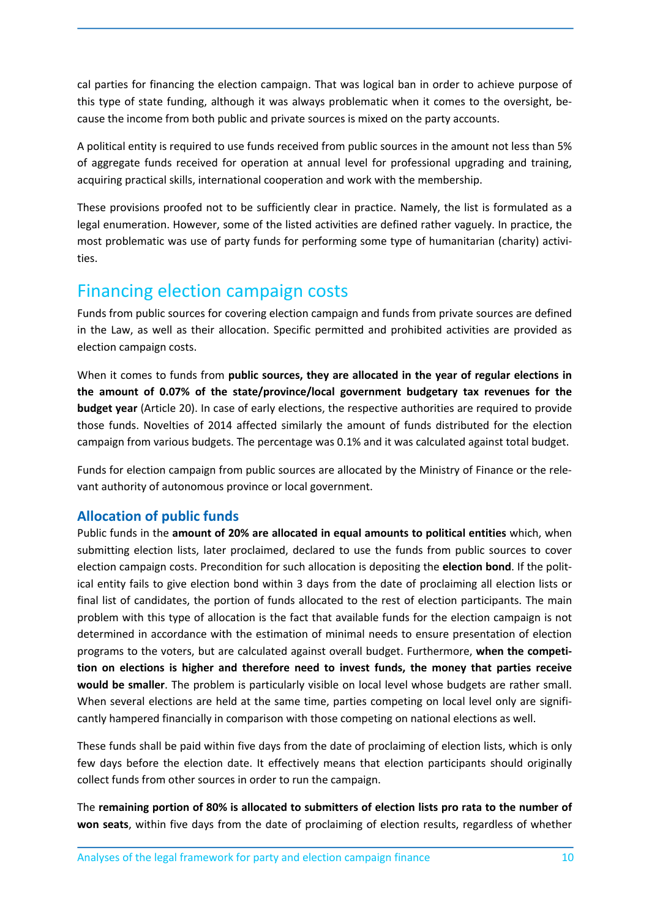cal parties for financing the election campaign. That was logical ban in order to achieve purpose of this type of state funding, although it was always problematic when it comes to the oversight, because the income from both public and private sources is mixed on the party accounts.

A political entity is required to use funds received from public sources in the amount not less than 5% of aggregate funds received for operation at annual level for professional upgrading and training, acquiring practical skills, international cooperation and work with the membership.

These provisions proofed not to be sufficiently clear in practice. Namely, the list is formulated as a legal enumeration. However, some of the listed activities are defined rather vaguely. In practice, the most problematic was use of party funds for performing some type of humanitarian (charity) activities.

## Financing election campaign costs

Funds from public sources for covering election campaign and funds from private sources are defined in the Law, as well as their allocation. Specific permitted and prohibited activities are provided as election campaign costs.

When it comes to funds from **public sources, they are allocated in the year of regular elections in the amount of 0.07% of the state/province/local government budgetary tax revenues for the budget year** (Article 20). In case of early elections, the respective authorities are required to provide those funds. Novelties of 2014 affected similarly the amount of funds distributed for the election campaign from various budgets. The percentage was 0.1% and it was calculated against total budget.

Funds for election campaign from public sources are allocated by the Ministry of Finance or the relevant authority of autonomous province or local government.

### Allocation of public funds

Public funds in the **amount of 20% are allocated in equal amounts to political entities** which, when submitting election lists, later proclaimed, declared to use the funds from public sources to cover election campaign costs. Precondition for such allocation is depositing the **election bond**. If the political entity fails to give election bond within 3 days from the date of proclaiming all election lists or final list of candidates, the portion of funds allocated to the rest of election participants. The main problem with this type of allocation is the fact that available funds for the election campaign is not determined in accordance with the estimation of minimal needs to ensure presentation of election programs to the voters, but are calculated against overall budget. Furthermore, **when the competition on elections is higher and therefore need to invest funds, the money that parties receive would be smaller**. The problem is particularly visible on local level whose budgets are rather small. When several elections are held at the same time, parties competing on local level only are significantly hampered financially in comparison with those competing on national elections as well.

These funds shall be paid within five days from the date of proclaiming of election lists, which is only few days before the election date. It effectively means that election participants should originally collect funds from other sources in order to run the campaign.

The **remaining portion of 80% is allocated to submitters of election lists pro rata to the number of won seats**, within five days from the date of proclaiming of election results, regardless of whether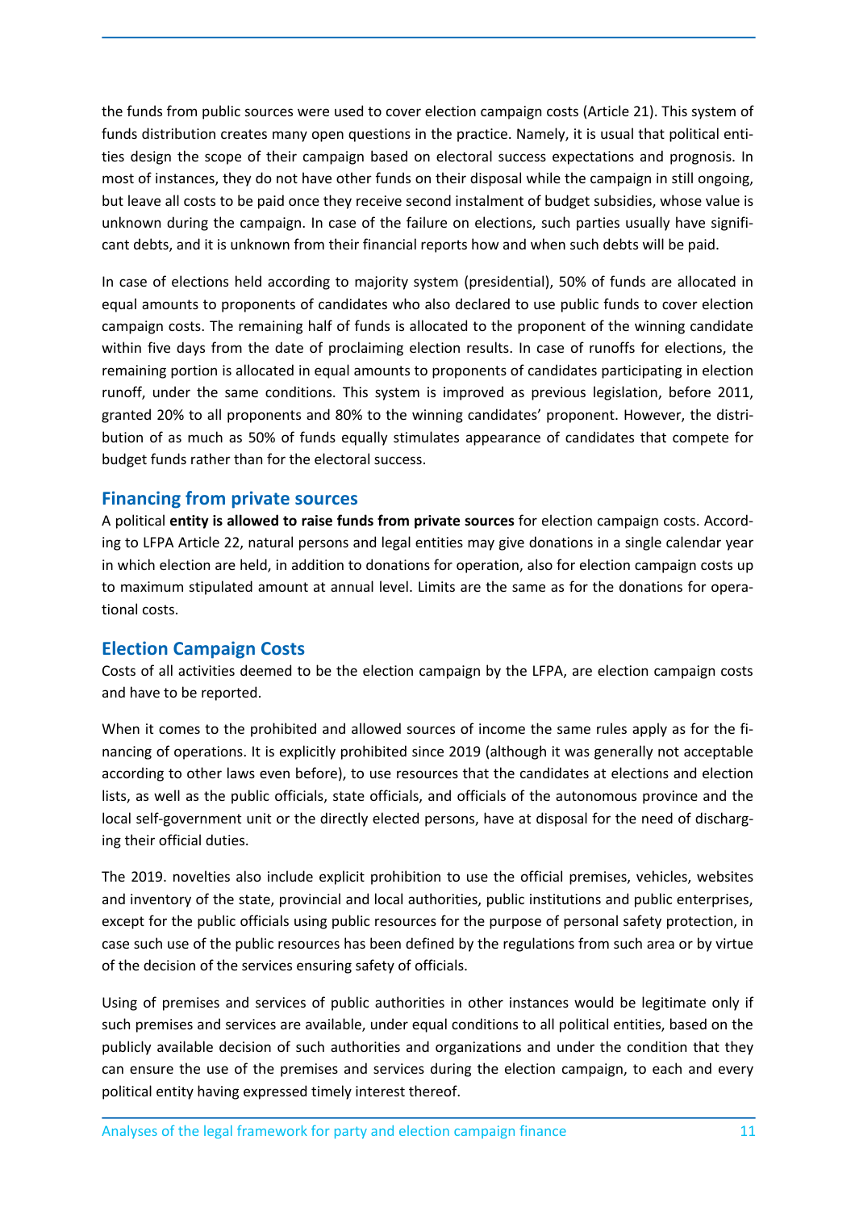the funds from public sources were used to cover election campaign costs (Article 21). This system of funds distribution creates many open questions in the practice. Namely, it is usual that political entities design the scope of their campaign based on electoral success expectations and prognosis. In most of instances, they do not have other funds on their disposal while the campaign in still ongoing, but leave all costs to be paid once they receive second instalment of budget subsidies, whose value is unknown during the campaign. In case of the failure on elections, such parties usually have significant debts, and it is unknown from their financial reports how and when such debts will be paid.

In case of elections held according to majority system (presidential), 50% of funds are allocated in equal amounts to proponents of candidates who also declared to use public funds to cover election campaign costs. The remaining half of funds is allocated to the proponent of the winning candidate within five days from the date of proclaiming election results. In case of runoffs for elections, the remaining portion is allocated in equal amounts to proponents of candidates participating in election runoff, under the same conditions. This system is improved as previous legislation, before 2011, granted 20% to all proponents and 80% to the winning candidates' proponent. However, the distribution of as much as 50% of funds equally stimulates appearance of candidates that compete for budget funds rather than for the electoral success.

## Financing from private sources

A political **entity is allowed to raise funds from private sources** for election campaign costs. According to LFPA Article 22, natural persons and legal entities may give donations in a single calendar year in which election are held, in addition to donations for operation, also for election campaign costs up to maximum stipulated amount at annual level. Limits are the same as for the donations for operational costs.

## Election Campaign Costs

Costs of all activities deemed to be the election campaign by the LFPA, are election campaign costs and have to be reported.

When it comes to the prohibited and allowed sources of income the same rules apply as for the financing of operations. It is explicitly prohibited since 2019 (although it was generally not acceptable according to other laws even before), to use resources that the candidates at elections and election lists, as well as the public officials, state officials, and officials of the autonomous province and the local self-government unit or the directly elected persons, have at disposal for the need of discharging their official duties.

The 2019. novelties also include explicit prohibition to use the official premises, vehicles, websites and inventory of the state, provincial and local authorities, public institutions and public enterprises, except for the public officials using public resources for the purpose of personal safety protection, in case such use of the public resources has been defined by the regulations from such area or by virtue of the decision of the services ensuring safety of officials.

Using of premises and services of public authorities in other instances would be legitimate only if such premises and services are available, under equal conditions to all political entities, based on the publicly available decision of such authorities and organizations and under the condition that they can ensure the use of the premises and services during the election campaign, to each and every political entity having expressed timely interest thereof.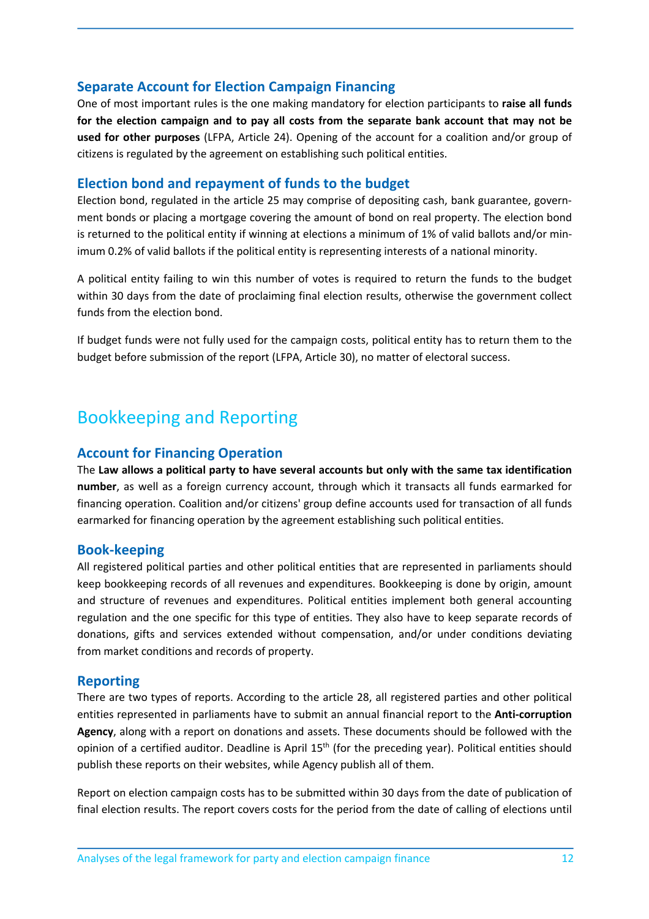### Separate Account for Election Campaign Financing

One of most important rules is the one making mandatory for election participants to **raise all funds for the election campaign and to pay all costs from the separate bank account that may not be used for other purposes** (LFPA, Article 24). Opening of the account for a coalition and/or group of citizens is regulated by the agreement on establishing such political entities.

### Election bond and repayment of funds to the budget

Election bond, regulated in the article 25 may comprise of depositing cash, bank guarantee, government bonds or placing a mortgage covering the amount of bond on real property. The election bond is returned to the political entity if winning at elections a minimum of 1% of valid ballots and/or minimum 0.2% of valid ballots if the political entity is representing interests of a national minority.

A political entity failing to win this number of votes is required to return the funds to the budget within 30 days from the date of proclaiming final election results, otherwise the government collect funds from the election bond.

If budget funds were not fully used for the campaign costs, political entity has to return them to the budget before submission of the report (LFPA, Article 30), no matter of electoral success.

## Bookkeeping and Reporting

### Account for Financing Operation

The **Law allows a political party to have several accounts but only with the same tax identification number**, as well as a foreign currency account, through which it transacts all funds earmarked for financing operation. Coalition and/or citizens' group define accounts used for transaction of all funds earmarked for financing operation by the agreement establishing such political entities.

### Book-keeping

All registered political parties and other political entities that are represented in parliaments should keep bookkeeping records of all revenues and expenditures. Bookkeeping is done by origin, amount and structure of revenues and expenditures. Political entities implement both general accounting regulation and the one specific for this type of entities. They also have to keep separate records of donations, gifts and services extended without compensation, and/or under conditions deviating from market conditions and records of property.

### Reporting

There are two types of reports. According to the article 28, all registered parties and other political entities represented in parliaments have to submit an annual financial report to the **Anti-corruption Agency**, along with a report on donations and assets. These documents should be followed with the opinion of a certified auditor. Deadline is April 15th (for the preceding year). Political entities should publish these reports on their websites, while Agency publish all of them.

Report on election campaign costs has to be submitted within 30 days from the date of publication of final election results. The report covers costs for the period from the date of calling of elections until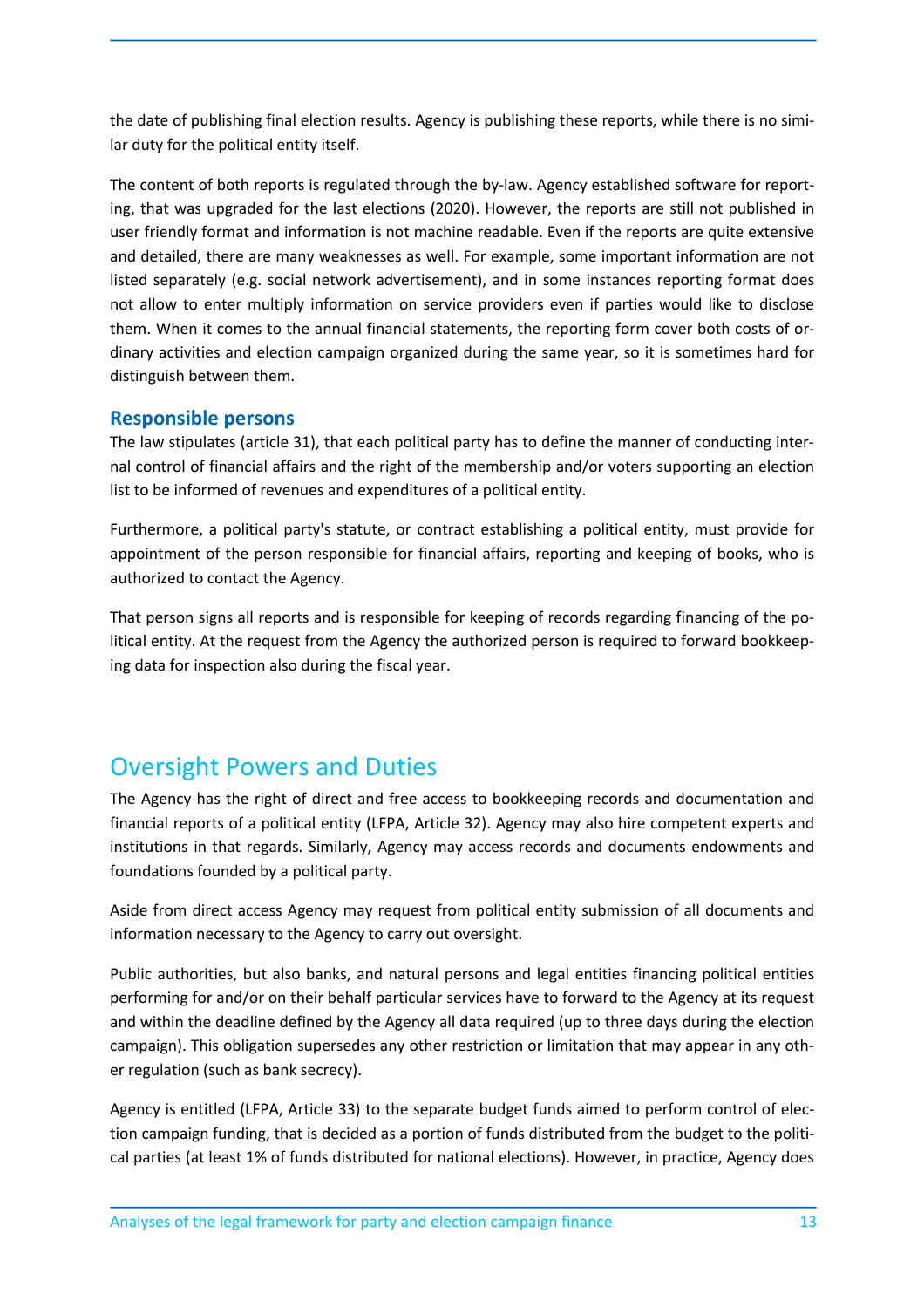the date of publishing final election results. Agency is publishing these reports, while there is no similar duty for the political entity itself.

The content of both reports is regulated through the by-law. Agency established software for reporting, that was upgraded for the last elections (2020). However, the reports are still not published in user friendly format and information is not machine readable. Even if the reports are quite extensive and detailed, there are many weaknesses as well. For example, some important information are not listed separately (e.g. social network advertisement), and in some instances reporting format does not allow to enter multiply information on service providers even if parties would like to disclose them. When it comes to the annual financial statements, the reporting form cover both costs of ordinary activities and election campaign organized during the same year, so it is sometimes hard for distinguish between them.

### Responsible persons

The law stipulates (article 31), that each political party has to define the manner of conducting internal control of financial affairs and the right of the membership and/or voters supporting an election list to be informed of revenues and expenditures of a political entity.

Furthermore, a political party's statute, or contract establishing a political entity, must provide for appointment of the person responsible for financial affairs, reporting and keeping of books, who is authorized to contact the Agency.

That person signs all reports and is responsible for keeping of records regarding financing of the political entity. At the request from the Agency the authorized person is required to forward bookkeeping data for inspection also during the fiscal year.

## Oversight Powers and Duties

The Agency has the right of direct and free access to bookkeeping records and documentation and financial reports of a political entity (LFPA, Article 32). Agency may also hire competent experts and institutions in that regards. Similarly, Agency may access records and documents endowments and foundations founded by a political party.

Aside from direct access Agency may request from political entity submission of all documents and information necessary to the Agency to carry out oversight.

Public authorities, but also banks, and natural persons and legal entities financing political entities performing for and/or on their behalf particular services have to forward to the Agency at its request and within the deadline defined by the Agency all data required (up to three days during the election campaign). This obligation supersedes any other restriction or limitation that may appear in any other regulation (such as bank secrecy).

Agency is entitled (LFPA, Article 33) to the separate budget funds aimed to perform control of election campaign funding, that is decided as a portion of funds distributed from the budget to the political parties (at least 1% of funds distributed for national elections). However, in practice, Agency does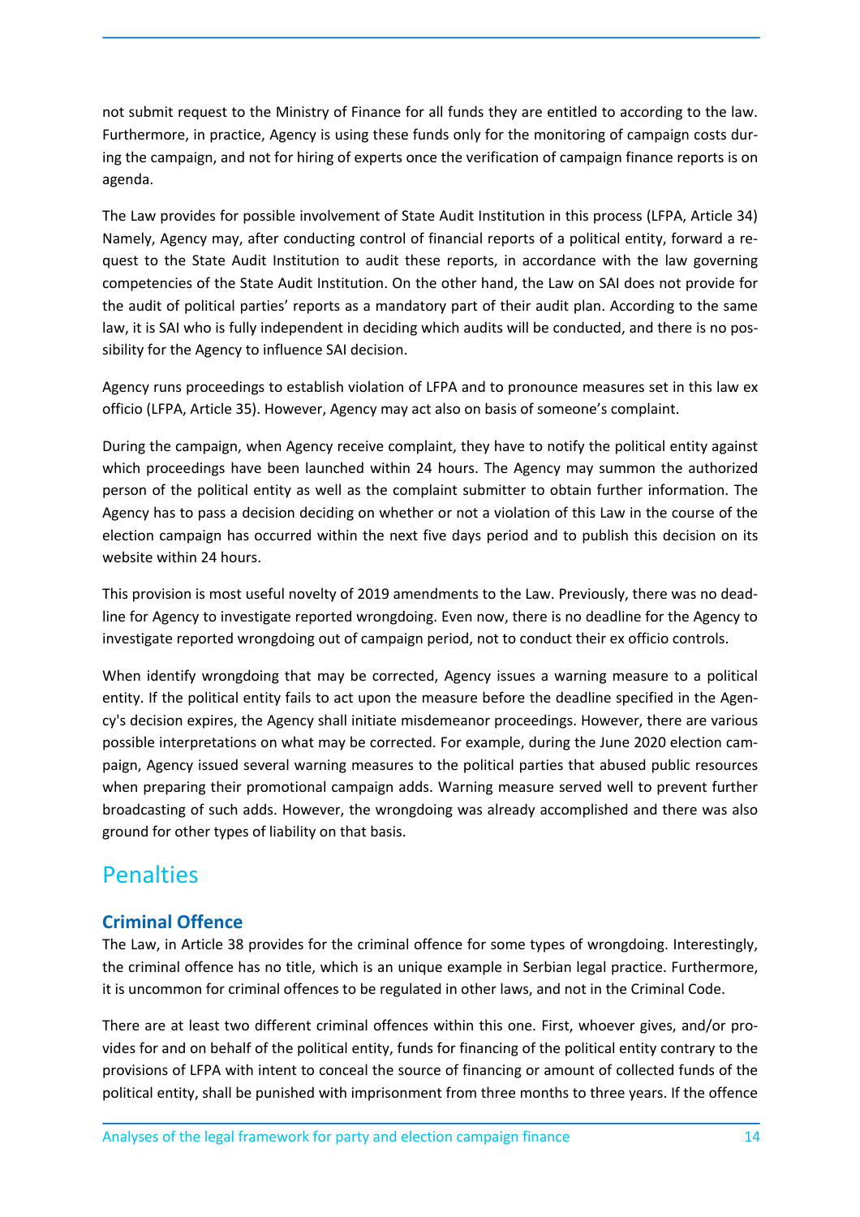not submit request to the Ministry of Finance for all funds they are entitled to according to the law. Furthermore, in practice, Agency is using these funds only for the monitoring of campaign costs during the campaign, and not for hiring of experts once the verification of campaign finance reports is on agenda.

The Law provides for possible involvement of State Audit Institution in this process (LFPA, Article 34) Namely, Agency may, after conducting control of financial reports of a political entity, forward a request to the State Audit Institution to audit these reports, in accordance with the law governing competencies of the State Audit Institution. On the other hand, the Law on SAI does not provide for the audit of political parties' reports as a mandatory part of their audit plan. According to the same law, it is SAI who is fully independent in deciding which audits will be conducted, and there is no possibility for the Agency to influence SAI decision.

Agency runs proceedings to establish violation of LFPA and to pronounce measures set in this law ex officio (LFPA, Article 35). However, Agency may act also on basis of someone's complaint.

During the campaign, when Agency receive complaint, they have to notify the political entity against which proceedings have been launched within 24 hours. The Agency may summon the authorized person of the political entity as well as the complaint submitter to obtain further information. The Agency has to pass a decision deciding on whether or not a violation of this Law in the course of the election campaign has occurred within the next five days period and to publish this decision on its website within 24 hours.

This provision is most useful novelty of 2019 amendments to the Law. Previously, there was no deadline for Agency to investigate reported wrongdoing. Even now, there is no deadline for the Agency to investigate reported wrongdoing out of campaign period, not to conduct their ex officio controls.

When identify wrongdoing that may be corrected, Agency issues a warning measure to a political entity. If the political entity fails to act upon the measure before the deadline specified in the Agency's decision expires, the Agency shall initiate misdemeanor proceedings. However, there are various possible interpretations on what may be corrected. For example, during the June 2020 election campaign, Agency issued several warning measures to the political parties that abused public resources when preparing their promotional campaign adds. Warning measure served well to prevent further broadcasting of such adds. However, the wrongdoing was already accomplished and there was also ground for other types of liability on that basis.

# Penalties

## Criminal Offence

The Law, in Article 38 provides for the criminal offence for some types of wrongdoing. Interestingly, the criminal offence has no title, which is an unique example in Serbian legal practice. Furthermore, it is uncommon for criminal offences to be regulated in other laws, and not in the Criminal Code.

There are at least two different criminal offences within this one. First, whoever gives, and/or provides for and on behalf of the political entity, funds for financing of the political entity contrary to the provisions of LFPA with intent to conceal the source of financing or amount of collected funds of the political entity, shall be punished with imprisonment from three months to three years. If the offence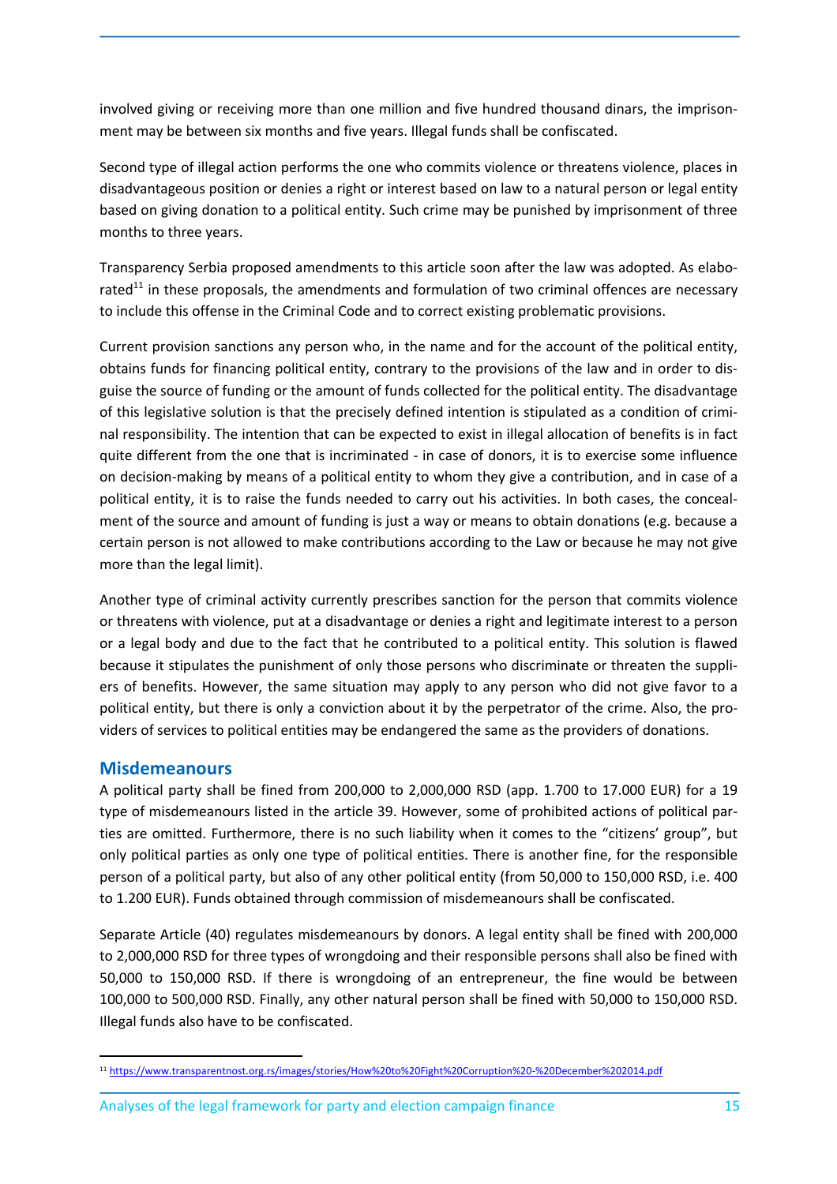involved giving or receiving more than one million and five hundred thousand dinars, the imprisonment may be between six months and five years. Illegal funds shall be confiscated.

Second type of illegal action performs the one who commits violence or threatens violence, places in disadvantageous position or denies a right or interest based on law to a natural person or legal entity based on giving donation to a political entity. Such crime may be punished by imprisonment of three months to three years.

Transparency Serbia proposed amendments to this article soon after the law was adopted. As elaborated[11] in these proposals, the amendments and formulation of two criminal offences are necessary to include this offense in the Criminal Code and to correct existing problematic provisions.

Current provision sanctions any person who, in the name and for the account of the political entity, obtains funds for financing political entity, contrary to the provisions of the law and in order to disguise the source of funding or the amount of funds collected for the political entity. The disadvantage of this legislative solution is that the precisely defined intention is stipulated as a condition of criminal responsibility. The intention that can be expected to exist in illegal allocation of benefits is in fact quite different from the one that is incriminated - in case of donors, it is to exercise some influence on decision-making by means of a political entity to whom they give a contribution, and in case of a political entity, it is to raise the funds needed to carry out his activities. In both cases, the concealment of the source and amount of funding is just a way or means to obtain donations (e.g. because a certain person is not allowed to make contributions according to the Law or because he may not give more than the legal limit).

Another type of criminal activity currently prescribes sanction for the person that commits violence or threatens with violence, put at a disadvantage or denies a right and legitimate interest to a person or a legal body and due to the fact that he contributed to a political entity. This solution is flawed because it stipulates the punishment of only those persons who discriminate or threaten the suppliers of benefits. However, the same situation may apply to any person who did not give favor to a political entity, but there is only a conviction about it by the perpetrator of the crime. Also, the providers of services to political entities may be endangered the same as the providers of donations.

## Misdemeanours

A political party shall be fined from 200,000 to 2,000,000 RSD (app. 1.700 to 17.000 EUR) for a 19 type of misdemeanours listed in the article 39. However, some of prohibited actions of political parties are omitted. Furthermore, there is no such liability when it comes to the "citizens' group", but only political parties as only one type of political entities. There is another fine, for the responsible person of a political party, but also of any other political entity (from 50,000 to 150,000 RSD, i.e. 400 to 1.200 EUR). Funds obtained through commission of misdemeanours shall be confiscated.

Separate Article (40) regulates misdemeanours by donors. A legal entity shall be fined with 200,000 to 2,000,000 RSD for three types of wrongdoing and their responsible persons shall also be fined with 50,000 to 150,000 RSD. If there is wrongdoing of an entrepreneur, the fine would be between 100,000 to 500,000 RSD. Finally, any other natural person shall be fined with 50,000 to 150,000 RSD. Illegal funds also have to be confiscated.

[11] https://www.transparentnost.org.rs/images/stories/How%20to%20Fight%20Corruption%20-%20December%202014.pdf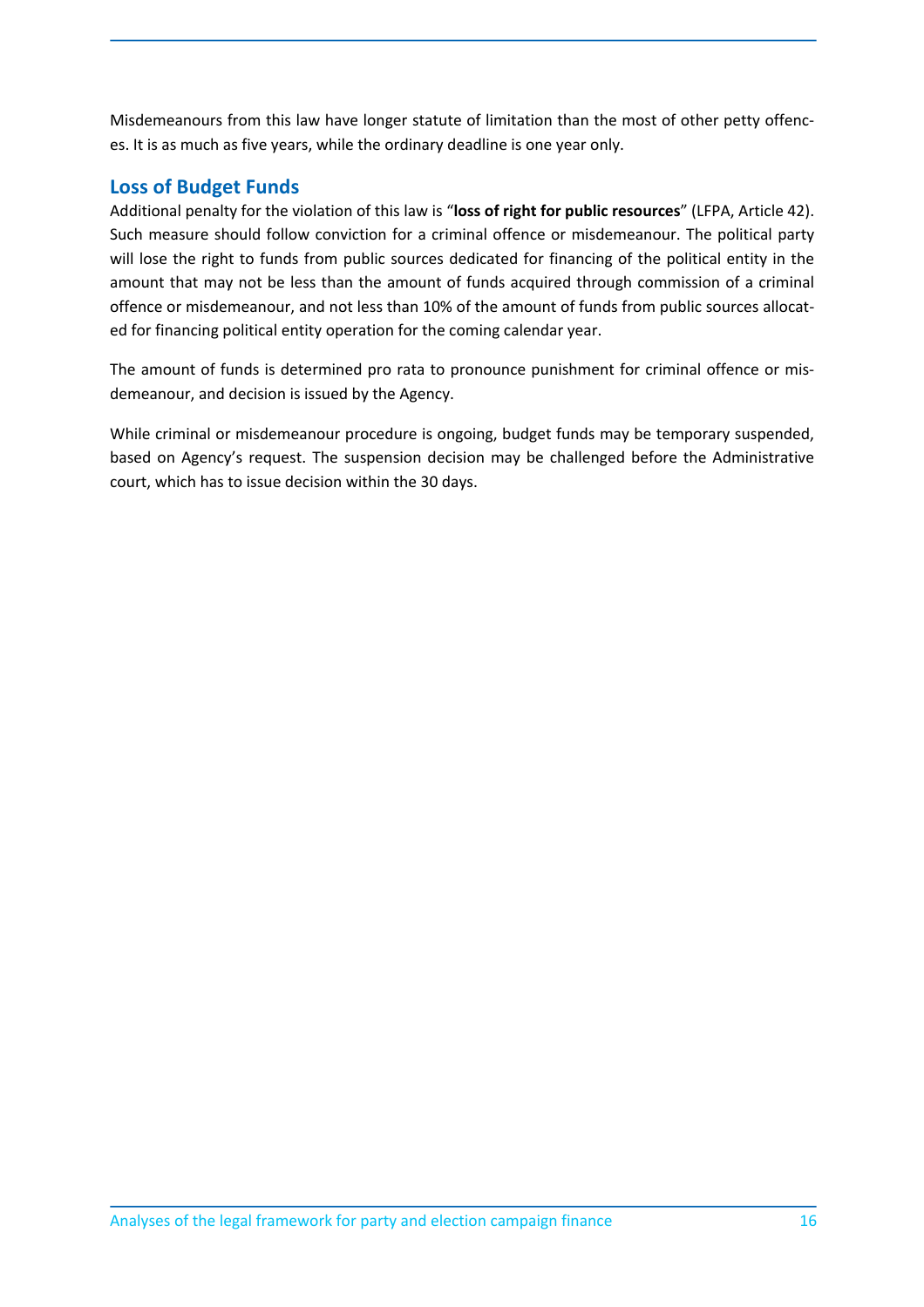Misdemeanours from this law have longer statute of limitation than the most of other petty offences. It is as much as five years, while the ordinary deadline is one year only.

## Loss of Budget Funds

Additional penalty for the violation of this law is "**loss of right for public resources**" (LFPA, Article 42). Such measure should follow conviction for a criminal offence or misdemeanour. The political party will lose the right to funds from public sources dedicated for financing of the political entity in the amount that may not be less than the amount of funds acquired through commission of a criminal offence or misdemeanour, and not less than 10% of the amount of funds from public sources allocated for financing political entity operation for the coming calendar year.

The amount of funds is determined pro rata to pronounce punishment for criminal offence or misdemeanour, and decision is issued by the Agency.

While criminal or misdemeanour procedure is ongoing, budget funds may be temporary suspended, based on Agency's request. The suspension decision may be challenged before the Administrative court, which has to issue decision within the 30 days.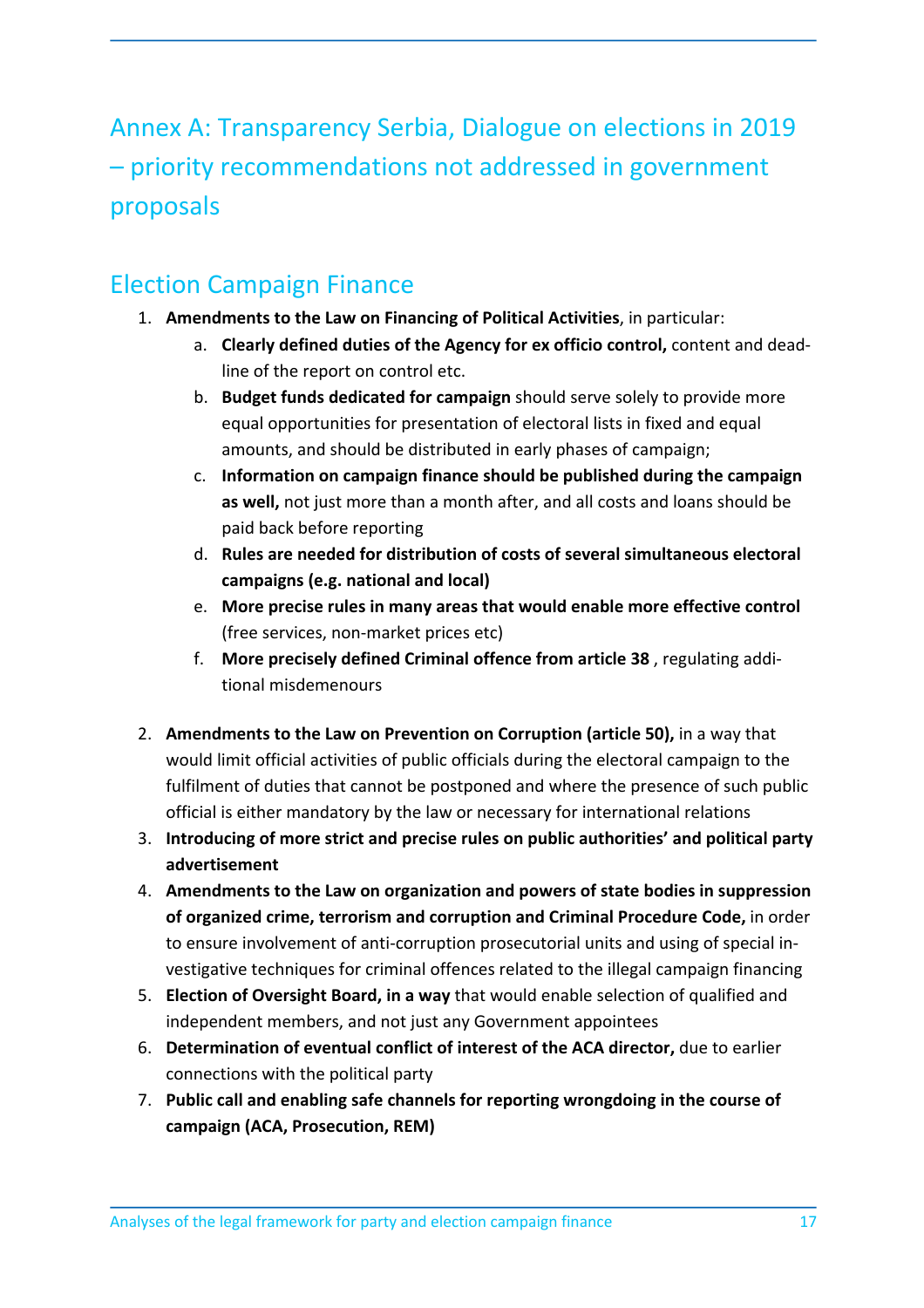# Annex A: Transparency Serbia, Dialogue on elections in 2019 – priority recommendations not addressed in government proposals

## Election Campaign Finance

1. **Amendments to the Law on Financing of Political Activities**, in particular:
   a. **Clearly defined duties of the Agency for ex officio control,** content and deadline of the report on control etc.
   b. **Budget funds dedicated for campaign** should serve solely to provide more equal opportunities for presentation of electoral lists in fixed and equal amounts, and should be distributed in early phases of campaign;
   c. **Information on campaign finance should be published during the campaign as well,** not just more than a month after, and all costs and loans should be paid back before reporting
   d. **Rules are needed for distribution of costs of several simultaneous electoral campaigns (e.g. national and local)**
   e. **More precise rules in many areas that would enable more effective control** (free services, non-market prices etc)
   f. **More precisely defined Criminal offence from article 38** , regulating additional misdemenours

2. **Amendments to the Law on Prevention on Corruption (article 50),** in a way that would limit official activities of public officials during the electoral campaign to the fulfilment of duties that cannot be postponed and where the presence of such public official is either mandatory by the law or necessary for international relations
3. **Introducing of more strict and precise rules on public authorities' and political party advertisement**
4. **Amendments to the Law on organization and powers of state bodies in suppression of organized crime, terrorism and corruption and Criminal Procedure Code,** in order to ensure involvement of anti-corruption prosecutorial units and using of special investigative techniques for criminal offences related to the illegal campaign financing
5. **Election of Oversight Board, in a way** that would enable selection of qualified and independent members, and not just any Government appointees
6. **Determination of eventual conflict of interest of the ACA director,** due to earlier connections with the political party
7. **Public call and enabling safe channels for reporting wrongdoing in the course of campaign (ACA, Prosecution, REM)**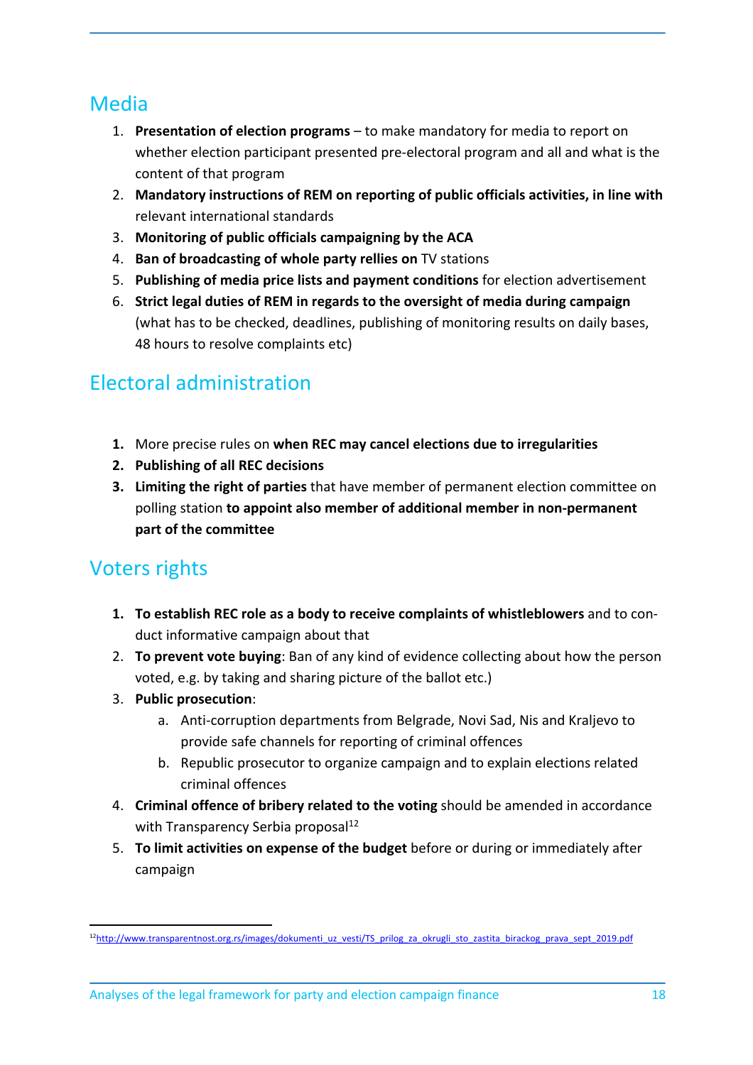## Media

1. **Presentation of election programs** – to make mandatory for media to report on whether election participant presented pre-electoral program and all and what is the content of that program
2. **Mandatory instructions of REM on reporting of public officials activities, in line with** relevant international standards
3. **Monitoring of public officials campaigning by the ACA**
4. **Ban of broadcasting of whole party rellies on** TV stations
5. **Publishing of media price lists and payment conditions** for election advertisement
6. **Strict legal duties of REM in regards to the oversight of media during campaign** (what has to be checked, deadlines, publishing of monitoring results on daily bases, 48 hours to resolve complaints etc)

## Electoral administration

1. More precise rules on **when REC may cancel elections due to irregularities**
2. **Publishing of all REC decisions**
3. **Limiting the right of parties** that have member of permanent election committee on polling station **to appoint also member of additional member in non-permanent part of the committee**

## Voters rights

1. **To establish REC role as a body to receive complaints of whistleblowers** and to conduct informative campaign about that
2. **To prevent vote buying**: Ban of any kind of evidence collecting about how the person voted, e.g. by taking and sharing picture of the ballot etc.)
3. **Public prosecution**:
   a. Anti-corruption departments from Belgrade, Novi Sad, Nis and Kraljevo to provide safe channels for reporting of criminal offences
   b. Republic prosecutor to organize campaign and to explain elections related criminal offences
4. **Criminal offence of bribery related to the voting** should be amended in accordance with Transparency Serbia proposal[12]
5. **To limit activities on expense of the budget** before or during or immediately after campaign

[12] http://www.transparentnost.org.rs/images/dokumenti_uz_vesti/TS_prilog_za_okrugli_sto_zastita_birackog_prava_sept_2019.pdf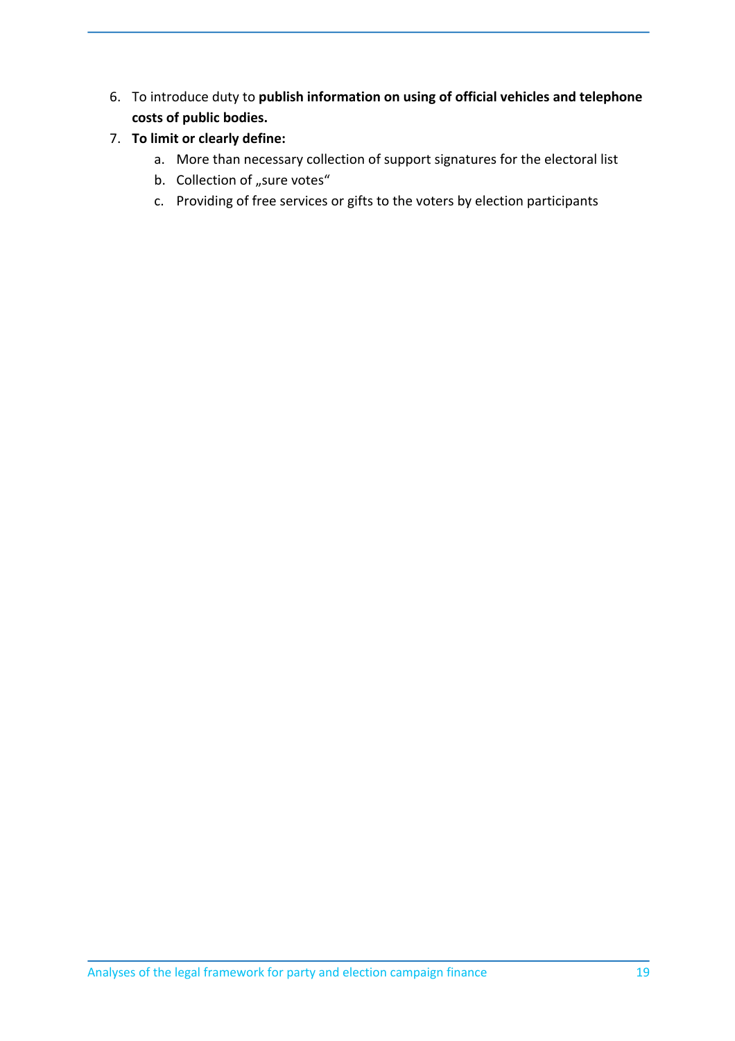6. To introduce duty to **publish information on using of official vehicles and telephone costs of public bodies.**
7. **To limit or clearly define:**
    a. More than necessary collection of support signatures for the electoral list
    b. Collection of „sure votes“
    c. Providing of free services or gifts to the voters by election participants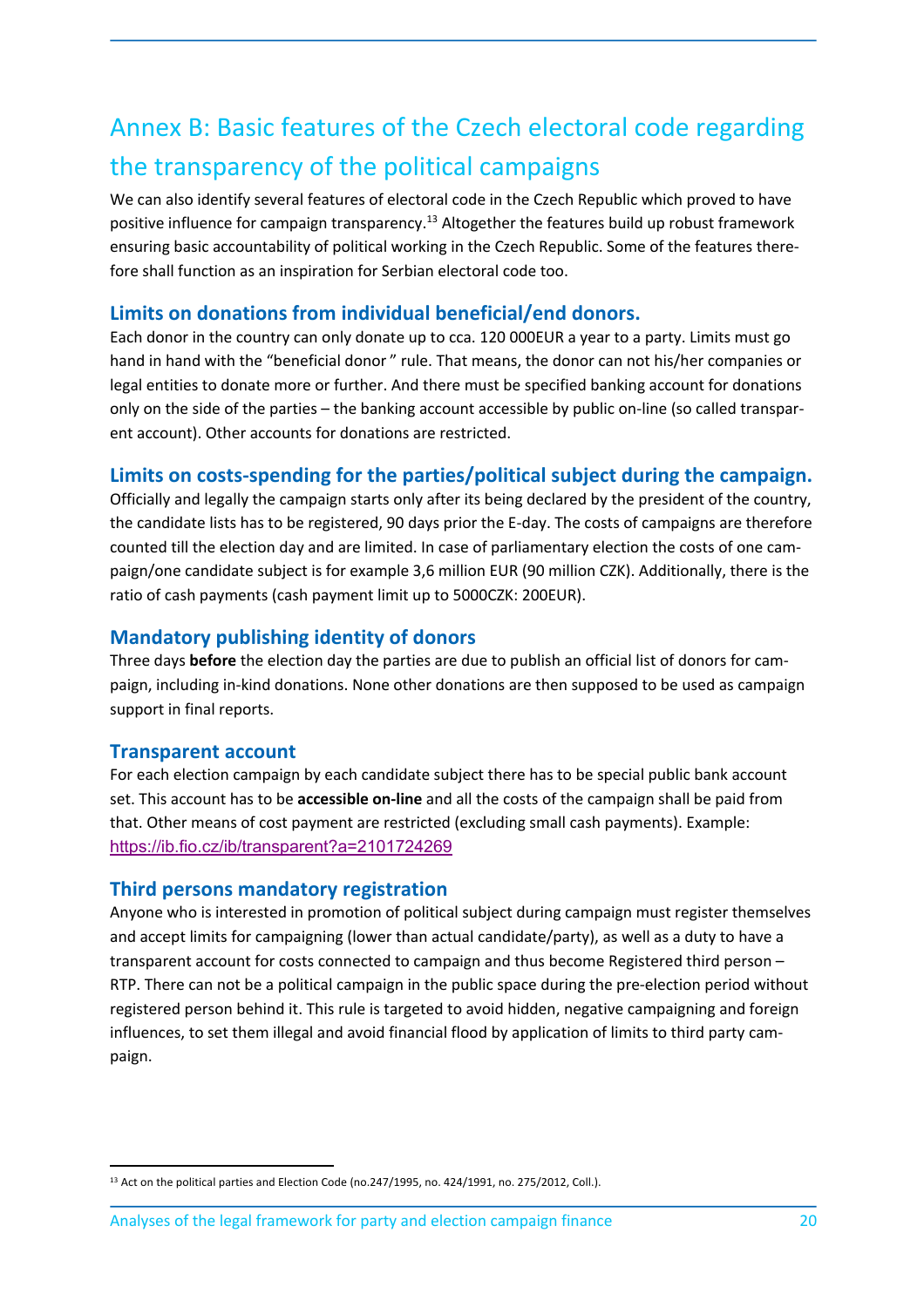# Annex B: Basic features of the Czech electoral code regarding the transparency of the political campaigns

We can also identify several features of electoral code in the Czech Republic which proved to have positive influence for campaign transparency.[13] Altogether the features build up robust framework ensuring basic accountability of political working in the Czech Republic. Some of the features therefore shall function as an inspiration for Serbian electoral code too.

## Limits on donations from individual beneficial/end donors.

Each donor in the country can only donate up to cca. 120 000EUR a year to a party. Limits must go hand in hand with the "beneficial donor " rule. That means, the donor can not his/her companies or legal entities to donate more or further. And there must be specified banking account for donations only on the side of the parties – the banking account accessible by public on-line (so called transparent account). Other accounts for donations are restricted.

## Limits on costs-spending for the parties/political subject during the campaign.

Officially and legally the campaign starts only after its being declared by the president of the country, the candidate lists has to be registered, 90 days prior the E-day. The costs of campaigns are therefore counted till the election day and are limited. In case of parliamentary election the costs of one campaign/one candidate subject is for example 3,6 million EUR (90 million CZK). Additionally, there is the ratio of cash payments (cash payment limit up to 5000CZK: 200EUR).

## Mandatory publishing identity of donors

Three days **before** the election day the parties are due to publish an official list of donors for campaign, including in-kind donations. None other donations are then supposed to be used as campaign support in final reports.

## Transparent account

For each election campaign by each candidate subject there has to be special public bank account set. This account has to be **accessible on-line** and all the costs of the campaign shall be paid from that. Other means of cost payment are restricted (excluding small cash payments). Example: https://ib.fio.cz/ib/transparent?a=2101724269

## Third persons mandatory registration

Anyone who is interested in promotion of political subject during campaign must register themselves and accept limits for campaigning (lower than actual candidate/party), as well as a duty to have a transparent account for costs connected to campaign and thus become Registered third person – RTP. There can not be a political campaign in the public space during the pre-election period without registered person behind it. This rule is targeted to avoid hidden, negative campaigning and foreign influences, to set them illegal and avoid financial flood by application of limits to third party campaign.

---

[13] Act on the political parties and Election Code (no.247/1995, no. 424/1991, no. 275/2012, Coll.).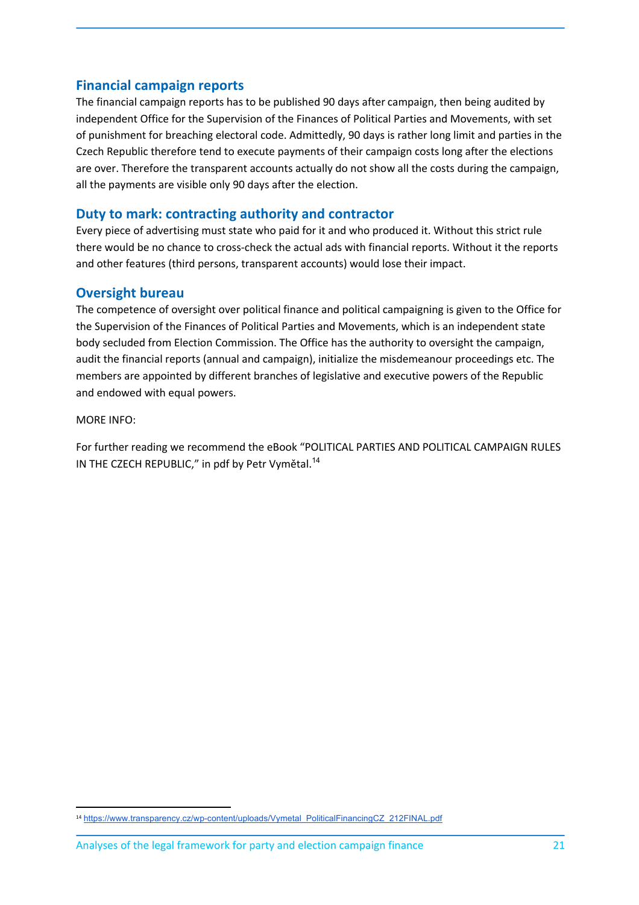## Financial campaign reports

The financial campaign reports has to be published 90 days after campaign, then being audited by independent Office for the Supervision of the Finances of Political Parties and Movements, with set of punishment for breaching electoral code. Admittedly, 90 days is rather long limit and parties in the Czech Republic therefore tend to execute payments of their campaign costs long after the elections are over. Therefore the transparent accounts actually do not show all the costs during the campaign, all the payments are visible only 90 days after the election.

## Duty to mark: contracting authority and contractor

Every piece of advertising must state who paid for it and who produced it. Without this strict rule there would be no chance to cross-check the actual ads with financial reports. Without it the reports and other features (third persons, transparent accounts) would lose their impact.

## Oversight bureau

The competence of oversight over political finance and political campaigning is given to the Office for the Supervision of the Finances of Political Parties and Movements, which is an independent state body secluded from Election Commission. The Office has the authority to oversight the campaign, audit the financial reports (annual and campaign), initialize the misdemeanour proceedings etc. The members are appointed by different branches of legislative and executive powers of the Republic and endowed with equal powers.

MORE INFO:

For further reading we recommend the eBook “POLITICAL PARTIES AND POLITICAL CAMPAIGN RULES IN THE CZECH REPUBLIC,” in pdf by Petr Vymětal.[14]

---

[14] https://www.transparency.cz/wp-content/uploads/Vymetal_PoliticalFinancingCZ_212FINAL.pdf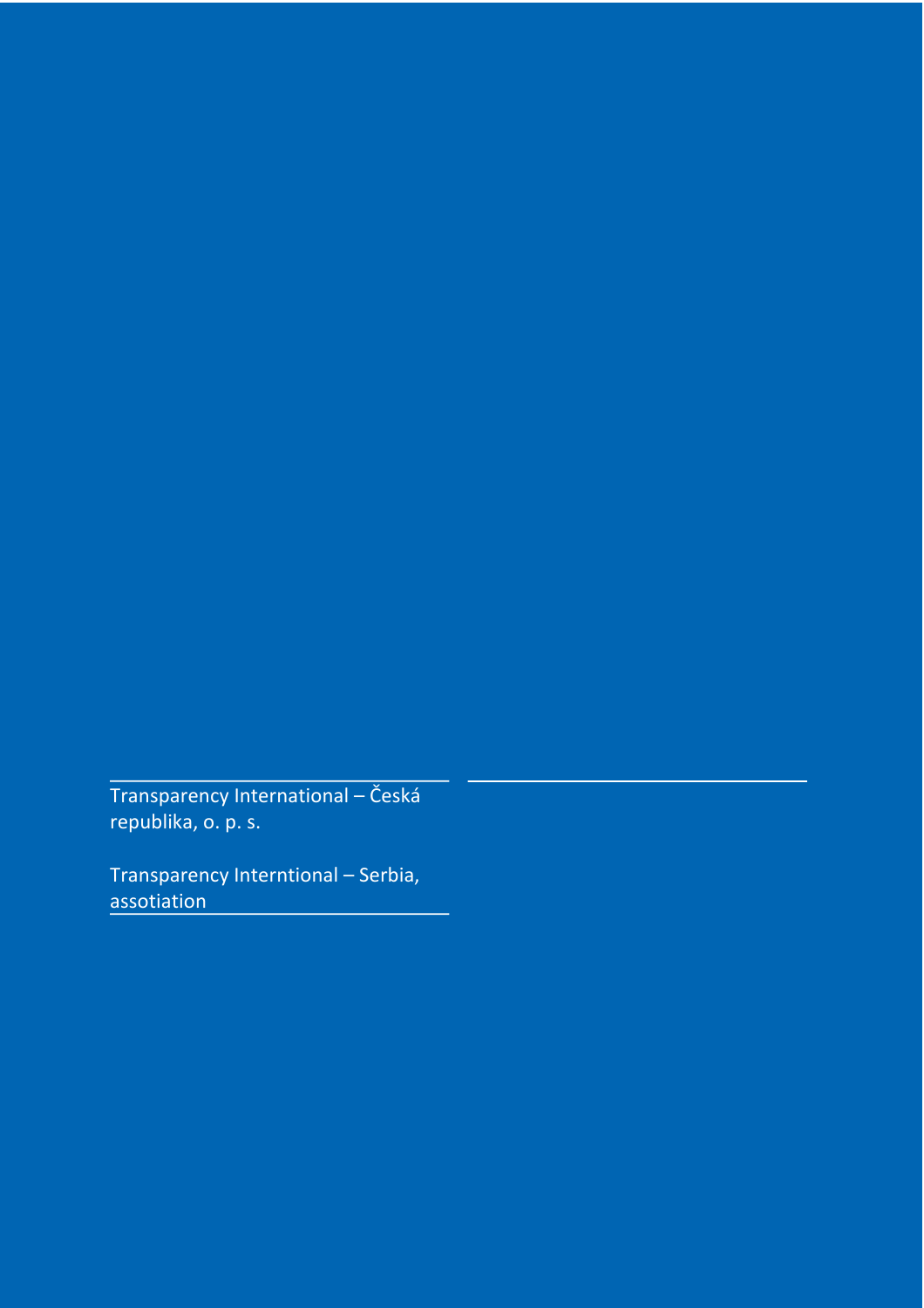Transparency International – Česká republika, o. p. s.

Transparency Interntional – Serbia, assotiation